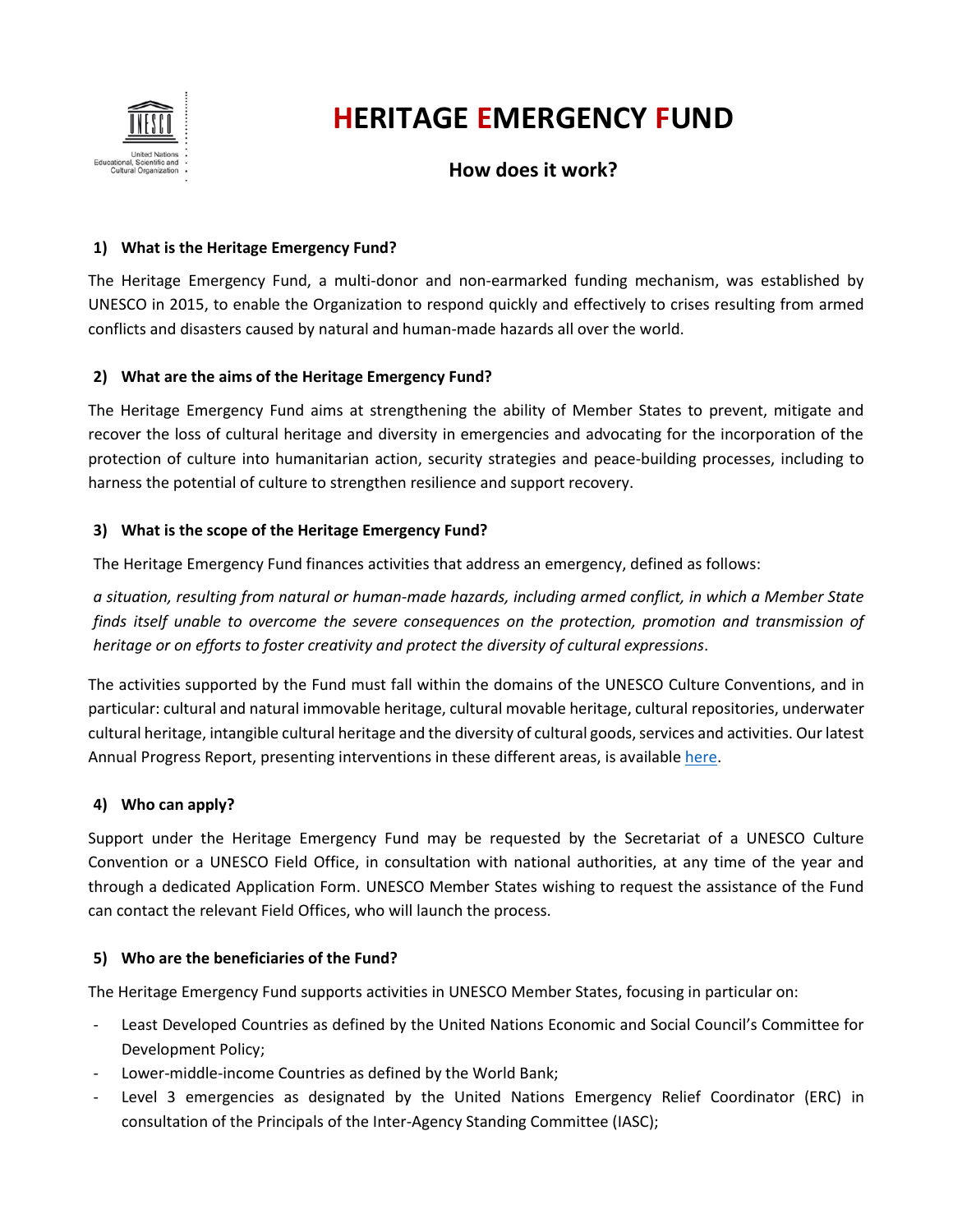# HERITAGE EMERGENCY FUND

## How does it work?

### 1) What is the Heritage Emergency Fund?

The Heritage Emergency Fund, a multi-donor and non-earmarked funding mechanism, was established by UNESCO in 2015, to enable the Organization to respond quickly and effectively to crises resulting from armed conflicts and disasters caused by natural and human-made hazards all over the world.

### 2) What are the aims of the Heritage Emergency Fund?

The Heritage Emergency Fund aims at strengthening the ability of Member States to prevent, mitigate and recover the loss of cultural heritage and diversity in emergencies and advocating for the incorporation of the protection of culture into humanitarian action, security strategies and peace-building processes, including to harness the potential of culture to strengthen resilience and support recovery.

### 3) What is the scope of the Heritage Emergency Fund?

The Heritage Emergency Fund finances activities that address an emergency, defined as follows:

*a situation, resulting from natural or human-made hazards, including armed conflict, in which a Member State finds itself unable to overcome the severe consequences on the protection, promotion and transmission of heritage or on efforts to foster creativity and protect the diversity of cultural expressions*.

The activities supported by the Fund must fall within the domains of the UNESCO Culture Conventions, and in particular: cultural and natural immovable heritage, cultural movable heritage, cultural repositories, underwater cultural heritage, intangible cultural heritage and the diversity of cultural goods, services and activities. Our latest Annual Progress Report, presenting interventions in these different areas, is available here.

### 4) Who can apply?

Support under the Heritage Emergency Fund may be requested by the Secretariat of a UNESCO Culture Convention or a UNESCO Field Office, in consultation with national authorities, at any time of the year and through a dedicated Application Form. UNESCO Member States wishing to request the assistance of the Fund can contact the relevant Field Offices, who will launch the process.

### 5) Who are the beneficiaries of the Fund?

The Heritage Emergency Fund supports activities in UNESCO Member States, focusing in particular on:

- Least Developed Countries as defined by the United Nations Economic and Social Council's Committee for Development Policy;
- Lower-middle-income Countries as defined by the World Bank;
- Level 3 emergencies as designated by the United Nations Emergency Relief Coordinator (ERC) in consultation of the Principals of the Inter-Agency Standing Committee (IASC);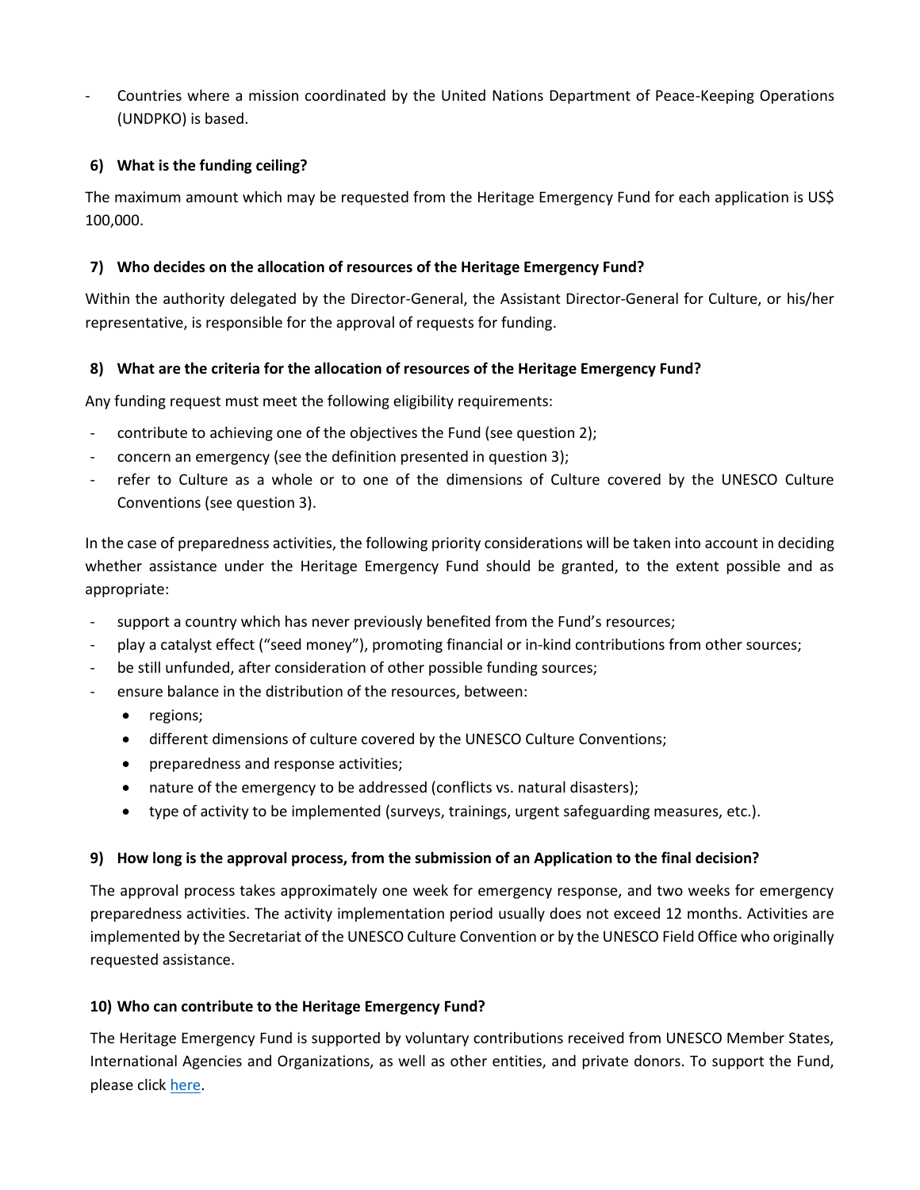- Countries where a mission coordinated by the United Nations Department of Peace-Keeping Operations (UNDPKO) is based.

### 6) What is the funding ceiling?

The maximum amount which may be requested from the Heritage Emergency Fund for each application is US$ 100,000.

### 7) Who decides on the allocation of resources of the Heritage Emergency Fund?

Within the authority delegated by the Director-General, the Assistant Director-General for Culture, or his/her representative, is responsible for the approval of requests for funding.

### 8) What are the criteria for the allocation of resources of the Heritage Emergency Fund?

Any funding request must meet the following eligibility requirements:

- contribute to achieving one of the objectives the Fund (see question 2);
- concern an emergency (see the definition presented in question 3);
- refer to Culture as a whole or to one of the dimensions of Culture covered by the UNESCO Culture Conventions (see question 3).

In the case of preparedness activities, the following priority considerations will be taken into account in deciding whether assistance under the Heritage Emergency Fund should be granted, to the extent possible and as appropriate:

- support a country which has never previously benefited from the Fund's resources;
- play a catalyst effect ("seed money"), promoting financial or in-kind contributions from other sources;
- be still unfunded, after consideration of other possible funding sources;
- ensure balance in the distribution of the resources, between:
  - regions;
  - different dimensions of culture covered by the UNESCO Culture Conventions;
  - preparedness and response activities;
  - nature of the emergency to be addressed (conflicts vs. natural disasters);
  - type of activity to be implemented (surveys, trainings, urgent safeguarding measures, etc.).

### 9) How long is the approval process, from the submission of an Application to the final decision?

The approval process takes approximately one week for emergency response, and two weeks for emergency preparedness activities. The activity implementation period usually does not exceed 12 months. Activities are implemented by the Secretariat of the UNESCO Culture Convention or by the UNESCO Field Office who originally requested assistance.

### 10) Who can contribute to the Heritage Emergency Fund?

The Heritage Emergency Fund is supported by voluntary contributions received from UNESCO Member States, International Agencies and Organizations, as well as other entities, and private donors. To support the Fund, please click here.